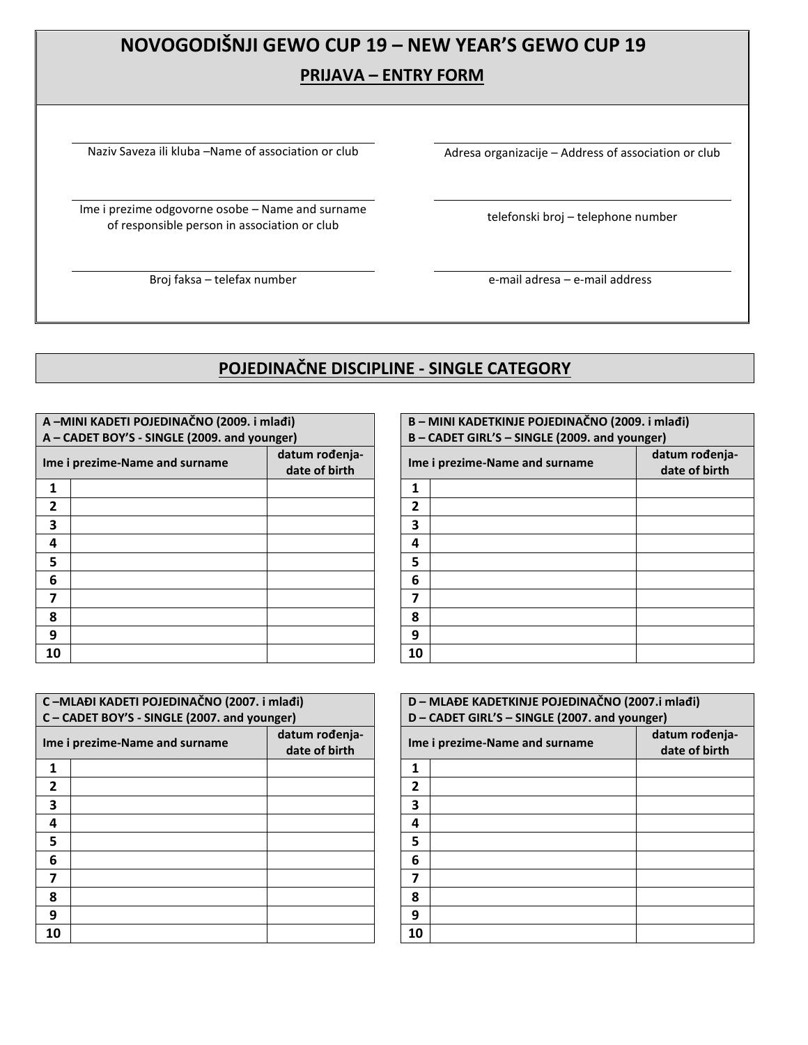# NOVOGODIŠNJI GEWO CUP 19 – NEW YEAR'S GEWO CUP 19

## PRIJAVA – ENTRY FORM

| | |
|---|---|
| Naziv Saveza ili kluba –Name of association or club | Adresa organizacije – Address of association or club |
| Ime i prezime odgovorne osobe – Name and surname of responsible person in association or club | telefonski broj – telephone number |
| Broj faksa – telefax number | e-mail adresa – e-mail address |

## POJEDINAČNE DISCIPLINE - SINGLE CATEGORY

| A –MINI KADETI POJEDINAČNO (2009. i mlađi) A – CADET BOY'S - SINGLE (2009. and younger) | | |
|---|---|---|
| Ime i prezime-Name and surname | | datum rođenja-date of birth |
| 1 | | |
| 2 | | |
| 3 | | |
| 4 | | |
| 5 | | |
| 6 | | |
| 7 | | |
| 8 | | |
| 9 | | |
| 10 | | |

| B – MINI KADETKINJE POJEDINAČNO (2009. i mlađi) B – CADET GIRL'S – SINGLE (2009. and younger) | | |
|---|---|---|
| Ime i prezime-Name and surname | | datum rođenja-date of birth |
| 1 | | |
| 2 | | |
| 3 | | |
| 4 | | |
| 5 | | |
| 6 | | |
| 7 | | |
| 8 | | |
| 9 | | |
| 10 | | |

| C –MLAĐI KADETI POJEDINAČNO (2007. i mlađi) C – CADET BOY'S - SINGLE (2007. and younger) | | |
|---|---|---|
| Ime i prezime-Name and surname | | datum rođenja-date of birth |
| 1 | | |
| 2 | | |
| 3 | | |
| 4 | | |
| 5 | | |
| 6 | | |
| 7 | | |
| 8 | | |
| 9 | | |
| 10 | | |

| D – MLAĐE KADETKINJE POJEDINAČNO (2007.i mlađi) D – CADET GIRL'S – SINGLE (2007. and younger) | | |
|---|---|---|
| Ime i prezime-Name and surname | | datum rođenja-date of birth |
| 1 | | |
| 2 | | |
| 3 | | |
| 4 | | |
| 5 | | |
| 6 | | |
| 7 | | |
| 8 | | |
| 9 | | |
| 10 | | |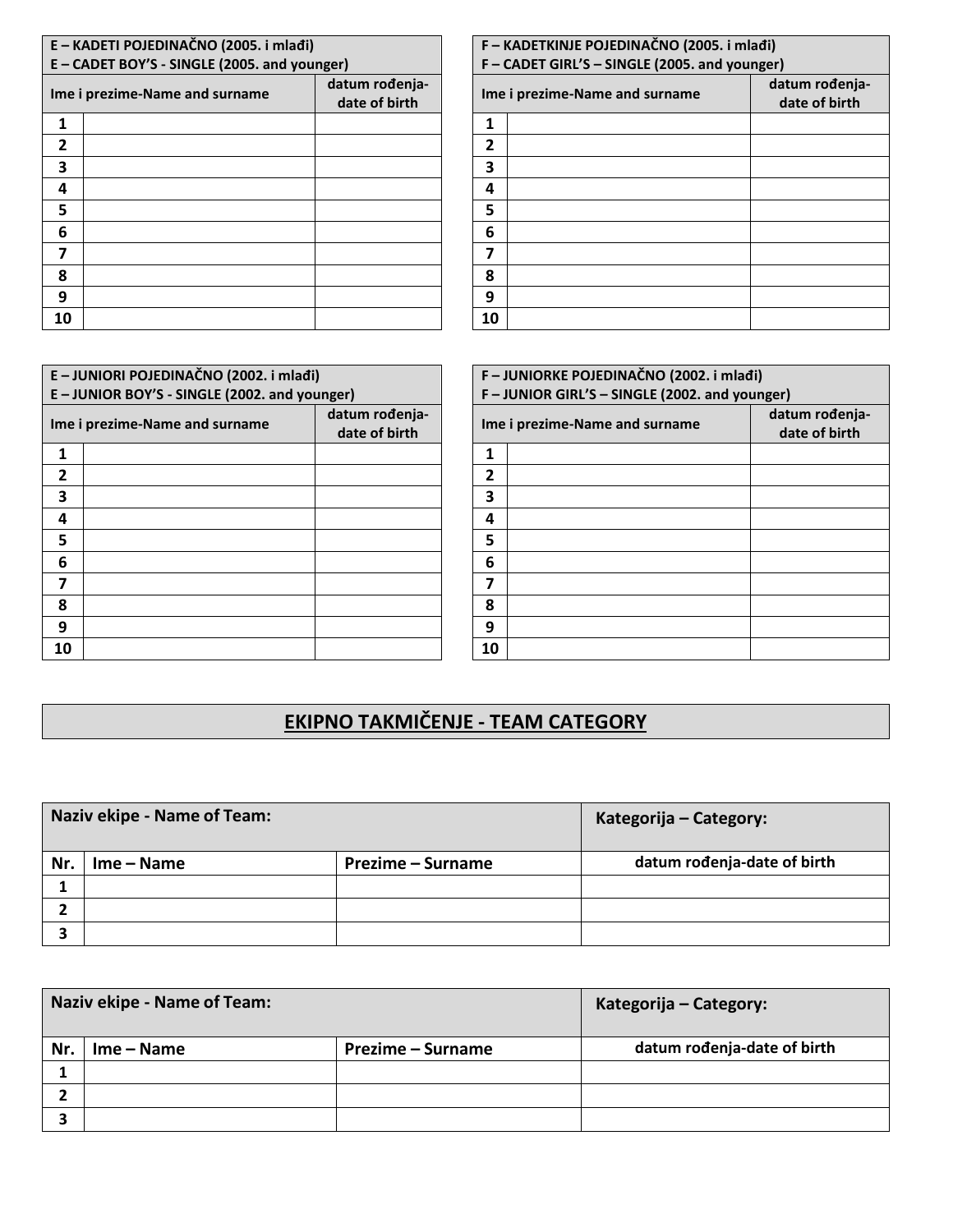| E – KADETI POJEDINAČNO (2005. i mlađi) E – CADET BOY'S - SINGLE (2005. and younger) | | |
|---|---|---|
| Ime i prezime-Name and surname | | datum rođenja-date of birth |
| 1 | | |
| 2 | | |
| 3 | | |
| 4 | | |
| 5 | | |
| 6 | | |
| 7 | | |
| 8 | | |
| 9 | | |
| 10 | | |

| F – KADETKINJE POJEDINAČNO (2005. i mlađi) F – CADET GIRL'S – SINGLE (2005. and younger) | | |
|---|---|---|
| Ime i prezime-Name and surname | | datum rođenja-date of birth |
| 1 | | |
| 2 | | |
| 3 | | |
| 4 | | |
| 5 | | |
| 6 | | |
| 7 | | |
| 8 | | |
| 9 | | |
| 10 | | |

| E – JUNIORI POJEDINAČNO (2002. i mlađi) E – JUNIOR BOY'S - SINGLE (2002. and younger) | | |
|---|---|---|
| Ime i prezime-Name and surname | | datum rođenja-date of birth |
| 1 | | |
| 2 | | |
| 3 | | |
| 4 | | |
| 5 | | |
| 6 | | |
| 7 | | |
| 8 | | |
| 9 | | |
| 10 | | |

| F – JUNIORKE POJEDINAČNO (2002. i mlađi) F – JUNIOR GIRL'S – SINGLE (2002. and younger) | | |
|---|---|---|
| Ime i prezime-Name and surname | | datum rođenja-date of birth |
| 1 | | |
| 2 | | |
| 3 | | |
| 4 | | |
| 5 | | |
| 6 | | |
| 7 | | |
| 8 | | |
| 9 | | |
| 10 | | |

## EKIPNO TAKMIČENJE - TEAM CATEGORY

| Naziv ekipe - Name of Team: | | | Kategorija – Category: |
|---|---|---|---|
| Nr. | Ime – Name | Prezime – Surname | datum rođenja-date of birth |
| 1 | | | |
| 2 | | | |
| 3 | | | |

| Naziv ekipe - Name of Team: | | | Kategorija – Category: |
|---|---|---|---|
| Nr. | Ime – Name | Prezime – Surname | datum rođenja-date of birth |
| 1 | | | |
| 2 | | | |
| 3 | | | |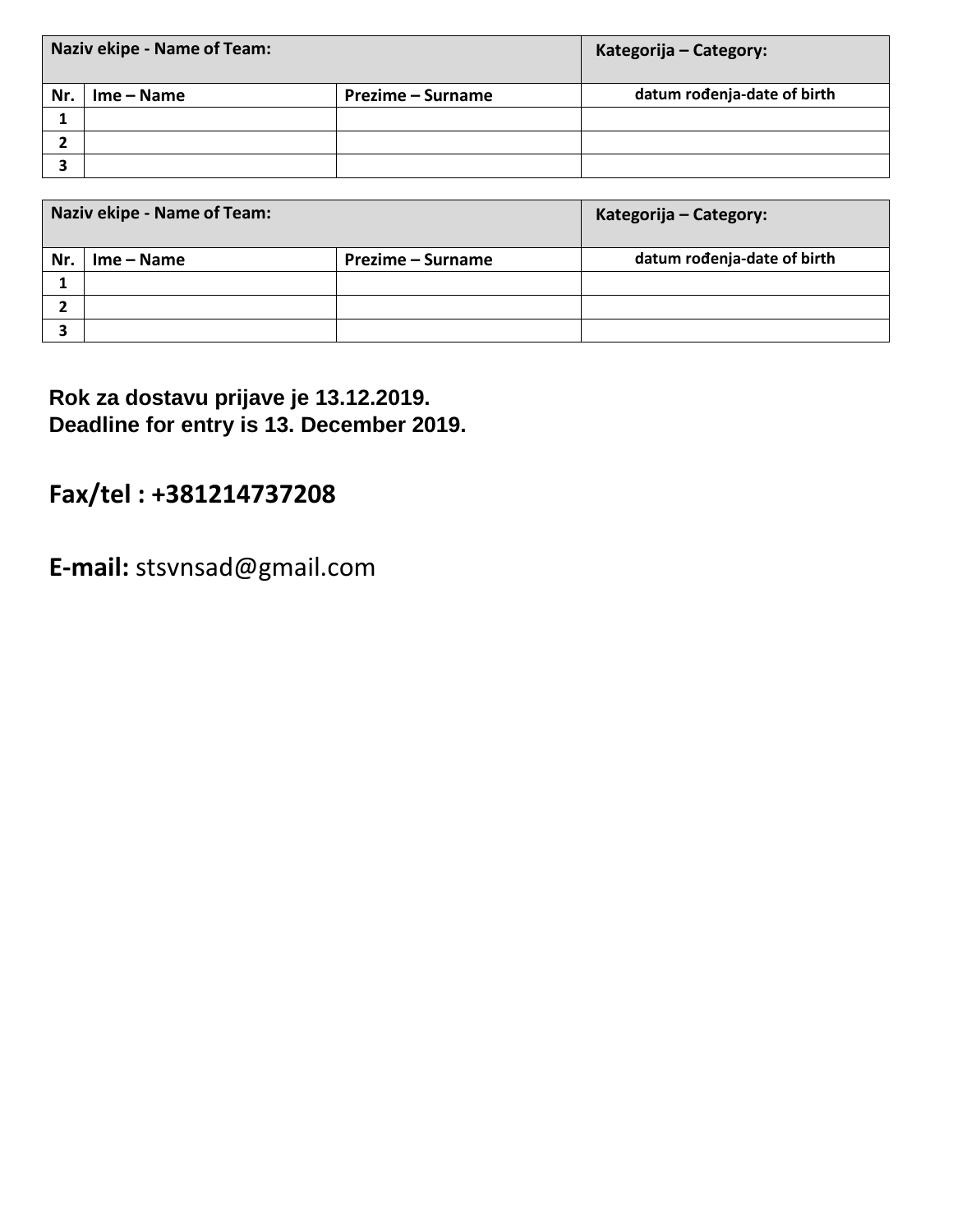| Naziv ekipe - Name of Team: | | | Kategorija – Category: |
|---|---|---|---|
| Nr. | Ime – Name | Prezime – Surname | datum rođenja-date of birth |
| 1 | | | |
| 2 | | | |
| 3 | | | |

| Naziv ekipe - Name of Team: | | | Kategorija – Category: |
|---|---|---|---|
| Nr. | Ime – Name | Prezime – Surname | datum rođenja-date of birth |
| 1 | | | |
| 2 | | | |
| 3 | | | |

**Rok za dostavu prijave je 13.12.2019.**
**Deadline for entry is 13. December 2019.**

**Fax/tel : +381214737208**

**E-mail:** stsvnsad@gmail.com